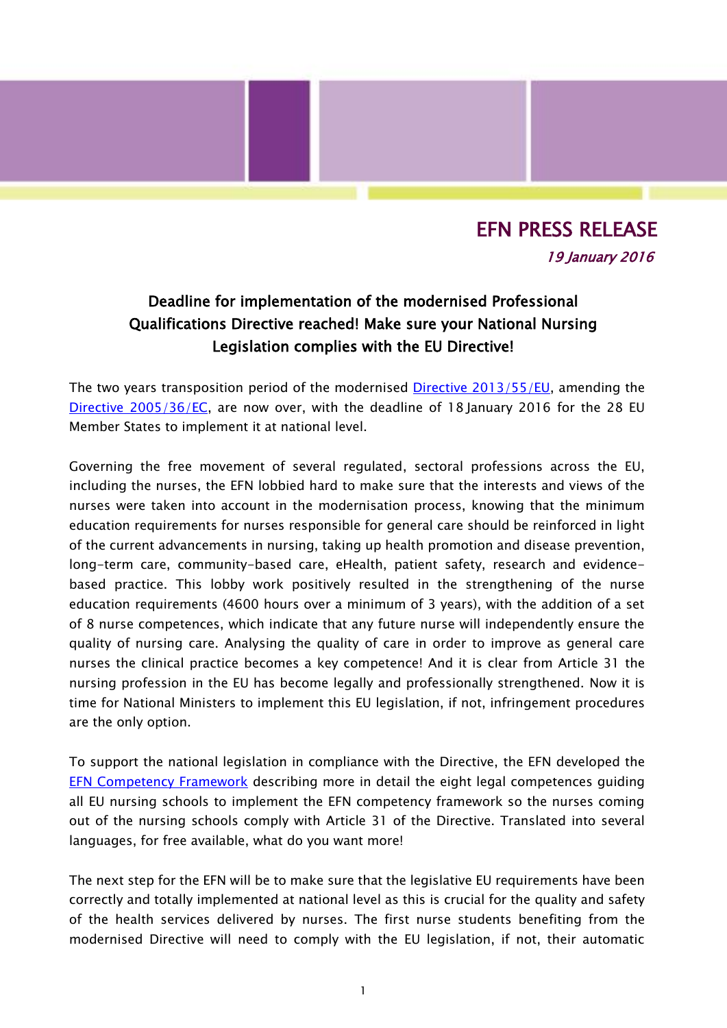# EFN PRESS RELEASE

*19 January 2016*

## Deadline for implementation of the modernised Professional Qualifications Directive reached! Make sure your National Nursing Legislation complies with the EU Directive!

The two years transposition period of the modernised [Directive 2013/55/EU](), amending the [Directive 2005/36/EC](), are now over, with the deadline of 18 January 2016 for the 28 EU Member States to implement it at national level.

Governing the free movement of several regulated, sectoral professions across the EU, including the nurses, the EFN lobbied hard to make sure that the interests and views of the nurses were taken into account in the modernisation process, knowing that the minimum education requirements for nurses responsible for general care should be reinforced in light of the current advancements in nursing, taking up health promotion and disease prevention, long-term care, community-based care, eHealth, patient safety, research and evidence-based practice. This lobby work positively resulted in the strengthening of the nurse education requirements (4600 hours over a minimum of 3 years), with the addition of a set of 8 nurse competences, which indicate that any future nurse will independently ensure the quality of nursing care. Analysing the quality of care in order to improve as general care nurses the clinical practice becomes a key competence! And it is clear from Article 31 the nursing profession in the EU has become legally and professionally strengthened. Now it is time for National Ministers to implement this EU legislation, if not, infringement procedures are the only option.

To support the national legislation in compliance with the Directive, the EFN developed the [EFN Competency Framework]() describing more in detail the eight legal competences guiding all EU nursing schools to implement the EFN competency framework so the nurses coming out of the nursing schools comply with Article 31 of the Directive. Translated into several languages, for free available, what do you want more!

The next step for the EFN will be to make sure that the legislative EU requirements have been correctly and totally implemented at national level as this is crucial for the quality and safety of the health services delivered by nurses. The first nurse students benefiting from the modernised Directive will need to comply with the EU legislation, if not, their automatic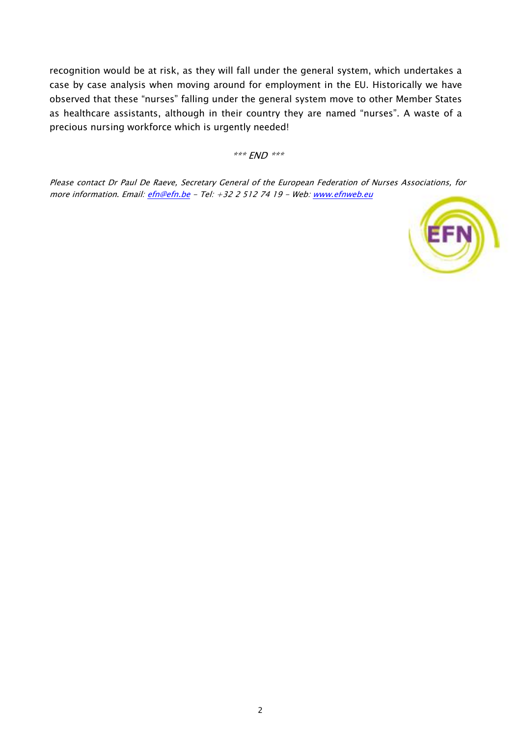recognition would be at risk, as they will fall under the general system, which undertakes a case by case analysis when moving around for employment in the EU. Historically we have observed that these "nurses" falling under the general system move to other Member States as healthcare assistants, although in their country they are named "nurses". A waste of a precious nursing workforce which is urgently needed!

*\*\*\* END \*\*\**

*Please contact Dr Paul De Raeve, Secretary General of the European Federation of Nurses Associations, for more information. Email: efn@efn.be - Tel: +32 2 512 74 19 - Web: www.efnweb.eu*